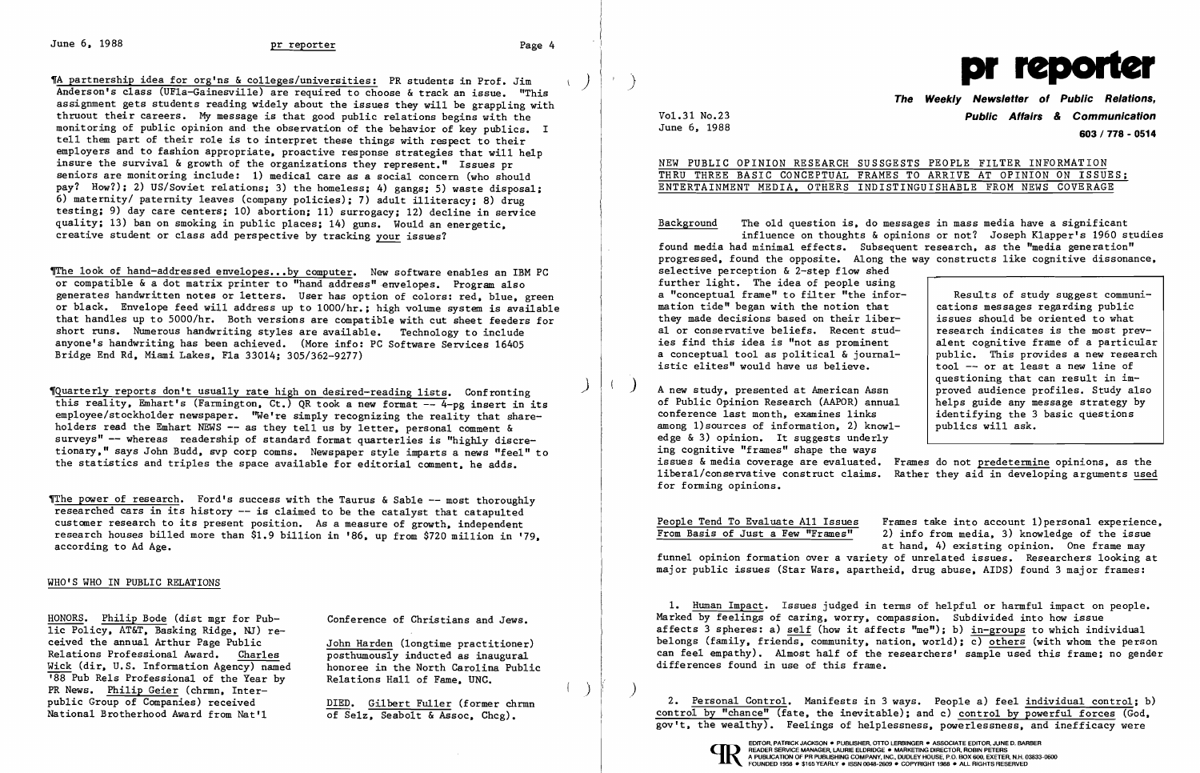¶A partnership idea for org'ns & colleges/universities: PR students in Prof. Jim Anderson's class (UFla-Gainesville) are required to choose & track an issue. "This assignment gets students reading widely about the issues they will be grappling with thruout their careers. My message is that good public relations begins with the monitoring of public opinion and the observation of the behavior of key publics. I tell them part of their role is to interpret these things with respect to their employers and to fashion appropriate, proactive response strategies that will help insure the survival & growth of the organizations they represent." Issues pr seniors are monitoring include: 1) medical care as a social concern (who should pay? How?); 2) US/Soviet relations; 3) the homeless; 4) gangs; 5) waste disposal; 6) maternity/ paternity leaves (company policies); 7) adult illiteracy; 8) drug testing; 9) day care centers; 10) abortion; 11) surrogacy; 12) decline in service quality; 13) ban on smoking in public places; 14) guns. Would an energetic, creative student or class add perspective by tracking your issues?

¶The look of hand-addressed envelopes...by computer. New software enables an IBM PC or compatible & a dot matrix printer to "hand address" envelopes. Program also generates handwritten notes or letters. User has option of colors: red, blue, green or black. Envelope feed will address up to 1000/hr.; high volume system is available that handles up to 5000/hr. Both versions are compatible with cut sheet feeders for short runs. Numerous handwriting styles are available. Technology to include anyone's handwriting has been achieved. (More info: PC Software Services 16405 Bridge End Rd, Miami Lakes, Fla 33014; 305/362-9277)

¶Quarterly reports don't usually rate high on desired-reading lists. Confronting this reality, Emhart's (Farmington, Ct.) QR took a new format -- 4-pg insert in its employee/stockholder newspaper. "We're simply recognizing the reality that shareholders read the Emhart NEWS -- as they tell us by letter, personal comment & surveys" -- whereas readership of standard format quarterlies is "highly discretionary," says John Budd, svp corp comns. Newspaper style imparts a news "feel" to the statistics and triples the space available for editorial comment, he adds.

¶The power of research. Ford's success with the Taurus & Sable -- most thoroughly researched cars in its history -- is claimed to be the catalyst that catapulted customer research to its present position. As a measure of growth, independent research houses billed more than $1.9 billion in '86, up from $720 million in '79, according to Ad Age.

## WHO'S WHO IN PUBLIC RELATIONS

HONORS. Philip Bode (dist mgr for Public Policy, AT&T, Basking Ridge, NJ) received the annual Arthur Page Public Relations Professional Award. Charles Wick (dir, U.S. Information Agency) named '88 Pub Rels Professional of the Year by PR News. Philip Geier (chrmn, Interpublic Group of Companies) received National Brotherhood Award from Nat'l Conference of Christians and Jews.

John Harden (longtime practitioner) posthumously inducted as inaugural honoree in the North Carolina Public Relations Hall of Fame, UNC.

DIED. Gilbert Fuller (former chrmn of Selz, Seabolt & Assoc, Chcg).

# pr reporter

**The Weekly Newsletter of Public Relations, Public Affairs & Communication**

Vol.31 No.23
June 6, 1988

603 / 778 - 0514

## NEW PUBLIC OPINION RESEARCH SUSSGESTS PEOPLE FILTER INFORMATION THRU THREE BASIC CONCEPTUAL FRAMES TO ARRIVE AT OPINION ON ISSUES; ENTERTAINMENT MEDIA, OTHERS INDISTINGUISHABLE FROM NEWS COVERAGE

Results of study suggest communications messages regarding public issues should be oriented to what research indicates is the most prevalent cognitive frame of a particular public. This provides a new research tool -- or at least a new line of questioning that can result in improved audience profiles. Study also helps guide any message strategy by identifying the 3 basic questions publics will ask.

Background The old question is, do messages in mass media have a significant influence on thoughts & opinions or not? Joseph Klapper's 1960 studies found media had minimal effects. Subsequent research, as the "media generation" progressed, found the opposite. Along the way constructs like cognitive dissonance, selective perception & 2-step flow shed further light. The idea of people using a "conceptual frame" to filter "the information tide" began with the notion that they made decisions based on their liberal or conservative beliefs. Recent studies find this idea is "not as prominent a conceptual tool as political & journalistic elites" would have us believe.

A new study, presented at American Assn of Public Opinion Research (AAPOR) annual conference last month, examines links among 1) sources of information, 2) knowledge & 3) opinion. It suggests underlying cognitive "frames" shape the ways issues & media coverage are evaluated. Frames do not predetermine opinions, as the liberal/conservative construct claims. Rather they aid in developing arguments used for forming opinions.

People Tend To Evaluate All Issues From Basis of Just a Few "Frames" Frames take into account 1) personal experience, 2) info from media, 3) knowledge of the issue at hand, 4) existing opinion. One frame may funnel opinion formation over a variety of unrelated issues. Researchers looking at major public issues (Star Wars, apartheid, drug abuse, AIDS) found 3 major frames:

1. Human Impact. Issues judged in terms of helpful or harmful impact on people. Marked by feelings of caring, worry, compassion. Subdivided into how issue affects 3 spheres: a) self (how it affects "me"); b) in-groups to which individual belongs (family, friends, community, nation, world); c) others (with whom the person can feel empathy). Almost half of the researchers' sample used this frame; no gender differences found in use of this frame.

2. Personal Control. Manifests in 3 ways. People a) feel individual control; b) control by "chance" (fate, the inevitable); and c) control by powerful forces (God, gov't, the wealthy). Feelings of helplessness, powerlessness, and inefficacy were

EDITOR, PATRICK JACKSON • PUBLISHER, OTTO LERBINGER • ASSOCIATE EDITOR, JUNE D. BARBER
READER SERVICE MANAGER, LAURIE ELDRIDGE • MARKETING DIRECTOR, ROBIN PETERS
A PUBLICATION OF PR PUBLISHING COMPANY, INC., DUDLEY HOUSE, P.O. BOX 600, EXETER, N.H. 03833-0600
FOUNDED 1958 • $165 YEARLY • ISSN 0048-2609 • COPYRIGHT 1988 • ALL RIGHTS RESERVED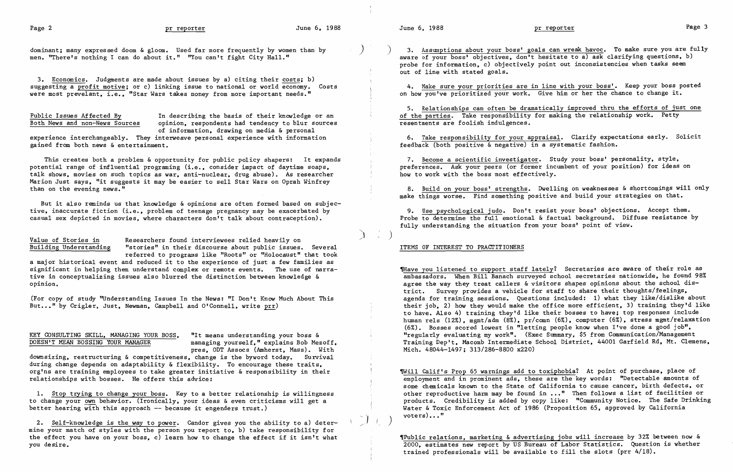dominant; many expressed doom & gloom. Used far more frequently by women than by men. "There's nothing I can do about it." "You can't fight City Hall."

3. Economics. Judgments are made about issues by a) citing their costs; b) suggesting a profit motive; or c) linking issue to national or world economy. Costs were most prevelant, i.e., "Star Wars takes money from more important needs."

**Public Issues Affected By Both News and non-News Sources**

In describing the basis of their knowledge or an opinion, respondents had tendency to blur sources of information, drawing on media & personal experience interchangeably. They interweave personal experience with information gained from both news & entertainment.

This creates both a problem & opportunity for public policy shapers: It expands potential range of influential programing (i.e., consider impact of daytime soaps, talk shows, movies on such topics as war, anti-nuclear, drug abuse). As researcher Marion Just says, "it suggests it may be easier to sell Star Wars on Oprah Winfrey than on the evening news."

But it also reminds us that knowledge & opinions are often formed based on subjective, inaccurate fiction (i.e., problem of teenage pregnancy may be exacerbated by casual sex depicted in movies, where characters don't talk about contraception).

**Value of Stories in Building Understanding**

Researchers found interviewees relied heavily on "stories" in their discourse about public issues. Several referred to programs like "Roots" or "Holocaust" that took a major historical event and reduced it to the experience of just a few families as significant in helping them understand complex or remote events. The use of narrative in conceptualizing issues also blurred the distinction between knowledge & opinion.

(For copy of study "Understanding Issues In the News: "I Don't Know Much About This But..." by Crigler, Just, Newman, Campbell and O'Connell, write prr)

## KEY CONSULTING SKILL, MANAGING YOUR BOSS, DOESN'T MEAN BOSSING YOUR MANAGER

"It means understanding your boss & managing yourself," explains Bob Mezoff, pres, ODT Assocs (Amherst, Mass). With downsizing, restructuring & competitiveness, change is the byword today. Survival during change depends on adaptability & flexibility. To encourage these traits, org'ns are training employees to take greater initiative & responsibility in their relationships with bosses. He offers this advice:

1. Stop trying to change your boss. Key to a better relationship is willingness to change your own behavior. (Ironically, your ideas & even criticisms will get a better hearing with this approach -- because it engenders trust.)

2. Self-knowledge is the way to power. Candor gives you the ability to a) determine your match of styles with the person you report to, b) take responsibility for the effect you have on your boss, c) learn how to change the effect if it isn't what you desire.

3. Assumptions about your boss' goals can wreak havoc. To make sure you are fully aware of your boss' objectives, don't hesitate to a) ask clarifying questions, b) probe for information, c) objectively point out inconsistencies when tasks seem out of line with stated goals.

4. Make sure your priorities are in line with your boss'. Keep your boss posted on how you've prioritized your work. Give him or her the chance to change it.

5. Relationships can often be dramatically improved thru the efforts of just one of the parties. Take responsibility for making the relationship work. Petty resentments are foolish indulgences.

6. Take responsibility for your appraisal. Clarify expectations early. Solicit feedback (both positive & negative) in a systematic fashion.

7. Become a scientific investigator. Study your boss' personality, style, preferences. Ask your peers (or former incumbent of your position) for ideas on how to work with the boss most effectively.

8. Build on your boss' strengths. Dwelling on weaknesses & shortcomings will only make things worse. Find something positive and build your strategies on that.

9. Use psychological judo. Don't resist your boss' objections. Accept them. Probe to determine the full emotional & factual background. Diffuse resistance by fully understanding the situation from your boss' point of view.

## ITEMS OF INTEREST TO PRACTITIONERS

¶Have you listened to support staff lately? Secretaries are aware of their role as ambassadors. When Bill Banach surveyed school secretaries nationwide, he found 98% agree the way they treat callers & visitors shapes opinions about the school district. Survey provides a vehicle for staff to share their thoughts/feelings, agenda for training sessions. Questions included: 1) what they like/dislike about their job, 2) how they would make the office more efficient, 3) training they'd like to have. Also 4) training they'd like their bosses to have; top responses include human rels (12%), mgmt/adm (8%), pr/comn (6%), computer (6%), stress mgmt/relaxation (6%). Bosses scored lowest in "letting people know when I've done a good job", "regularly evaluating my work". (Exec Summary, $5 from Communication/Management Training Dep't, Macomb Intermediate School District, 44001 Garfield Rd, Mt. Clemens, Mich. 48044-1497; 313/286-8800 x220)

¶Will Calif's Prop 65 warnings add to toxiphobia? At point of purchase, place of employment and in prominent ads, these are the key words: "Detectable amounts of some chemicals known to the State of California to cause cancer, birth defects, or other reproductive harm may be found in ..." Then follows a list of facilities or products. Credibility is added by copy like: "Community Notice. The Safe Drinking Water & Toxic Enforcement Act of 1986 (Proposition 65, approved by California voters)..."

¶Public relations, marketing & advertising jobs will increase by 32% between now & 2000, estimates new report by US Bureau of Labor Statistics. Question is whether trained professionals will be available to fill the slots (prr 4/18).